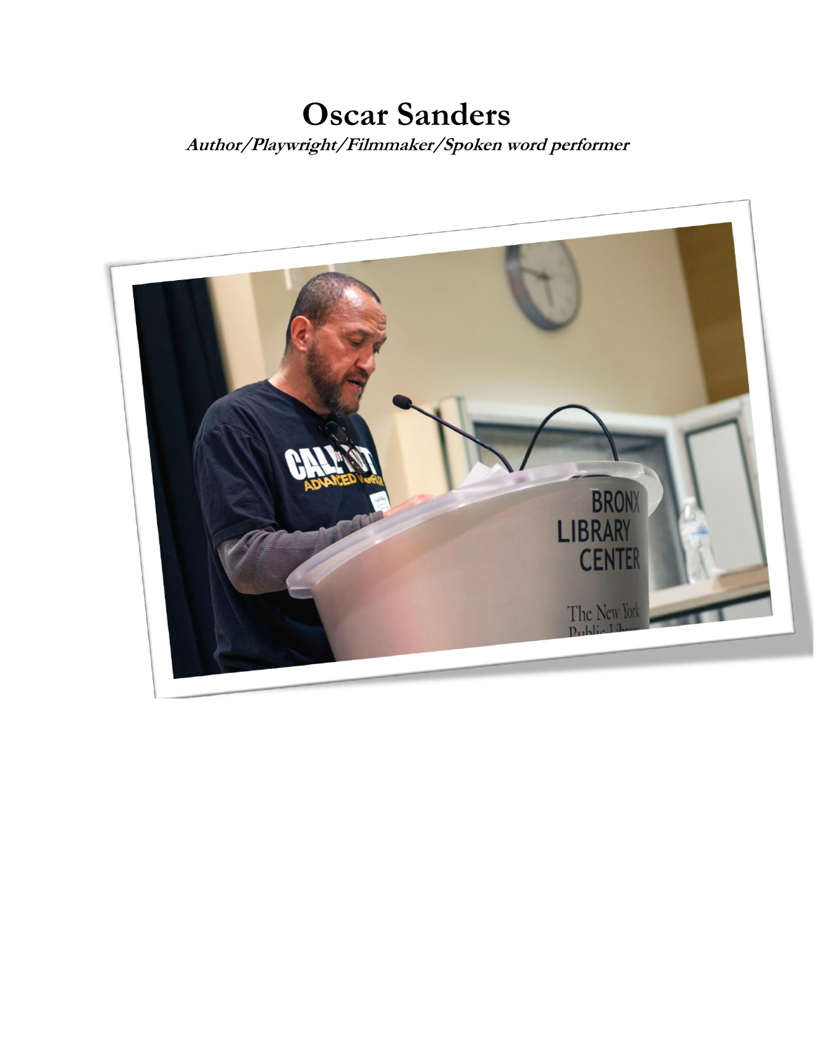# Oscar Sanders

***Author/Playwright/Filmmaker/Spoken word performer***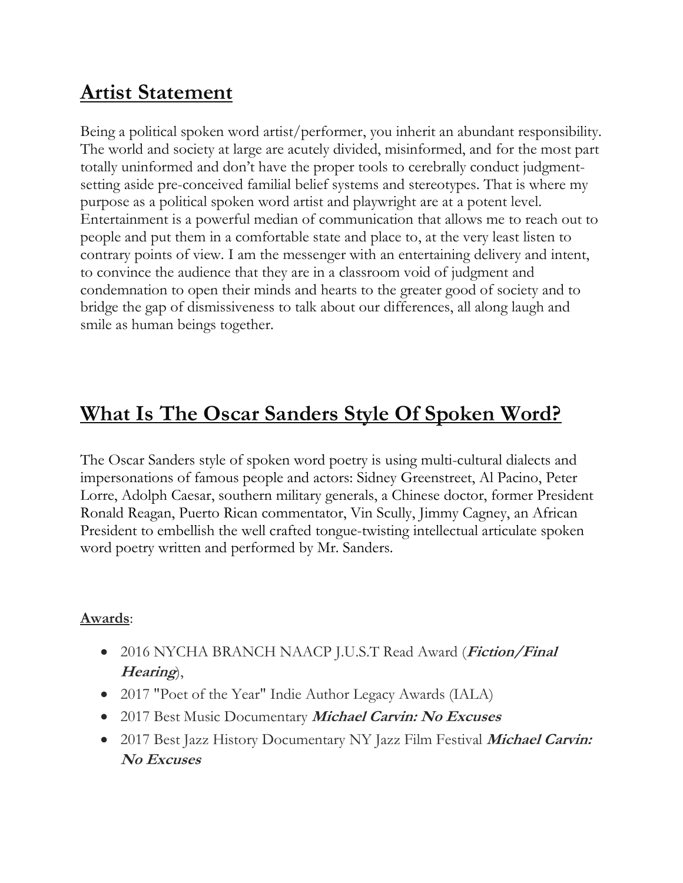## Artist Statement

Being a political spoken word artist/performer, you inherit an abundant responsibility. The world and society at large are acutely divided, misinformed, and for the most part totally uninformed and don't have the proper tools to cerebrally conduct judgment-setting aside pre-conceived familial belief systems and stereotypes. That is where my purpose as a political spoken word artist and playwright are at a potent level. Entertainment is a powerful median of communication that allows me to reach out to people and put them in a comfortable state and place to, at the very least listen to contrary points of view. I am the messenger with an entertaining delivery and intent, to convince the audience that they are in a classroom void of judgment and condemnation to open their minds and hearts to the greater good of society and to bridge the gap of dismissiveness to talk about our differences, all along laugh and smile as human beings together.

## What Is The Oscar Sanders Style Of Spoken Word?

The Oscar Sanders style of spoken word poetry is using multi-cultural dialects and impersonations of famous people and actors: Sidney Greenstreet, Al Pacino, Peter Lorre, Adolph Caesar, southern military generals, a Chinese doctor, former President Ronald Reagan, Puerto Rican commentator, Vin Scully, Jimmy Cagney, an African President to embellish the well crafted tongue-twisting intellectual articulate spoken word poetry written and performed by Mr. Sanders.

**Awards**:

- 2016 NYCHA BRANCH NAACP J.U.S.T Read Award (***Fiction/Final Hearing***),
- 2017 "Poet of the Year" Indie Author Legacy Awards (IALA)
- 2017 Best Music Documentary ***Michael Carvin: No Excuses***
- 2017 Best Jazz History Documentary NY Jazz Film Festival ***Michael Carvin: No Excuses***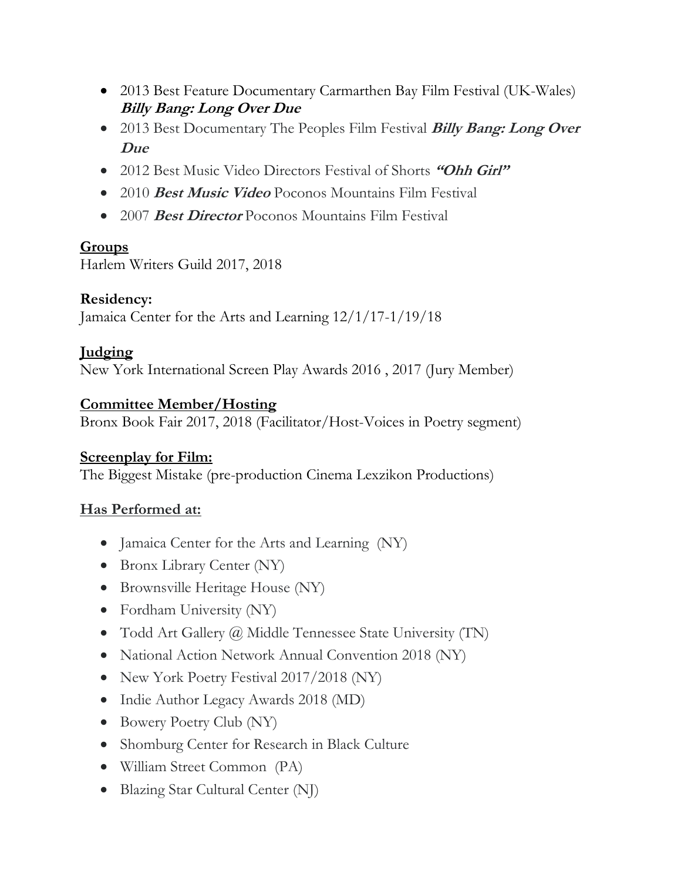- 2013 Best Feature Documentary Carmarthen Bay Film Festival (UK-Wales) ***Billy Bang: Long Over Due***
- 2013 Best Documentary The Peoples Film Festival ***Billy Bang: Long Over Due***
- 2012 Best Music Video Directors Festival of Shorts ***"Ohh Girl"***
- 2010 ***Best Music Video*** Poconos Mountains Film Festival
- 2007 ***Best Director*** Poconos Mountains Film Festival

**Groups**

Harlem Writers Guild 2017, 2018

**Residency:**

Jamaica Center for the Arts and Learning 12/1/17-1/19/18

**Judging**

New York International Screen Play Awards 2016 , 2017 (Jury Member)

**Committee Member/Hosting**

Bronx Book Fair 2017, 2018 (Facilitator/Host-Voices in Poetry segment)

**Screenplay for Film:**

The Biggest Mistake (pre-production Cinema Lexzikon Productions)

**Has Performed at:**

- Jamaica Center for the Arts and Learning (NY)
- Bronx Library Center (NY)
- Brownsville Heritage House (NY)
- Fordham University (NY)
- Todd Art Gallery @ Middle Tennessee State University (TN)
- National Action Network Annual Convention 2018 (NY)
- New York Poetry Festival 2017/2018 (NY)
- Indie Author Legacy Awards 2018 (MD)
- Bowery Poetry Club (NY)
- Shomburg Center for Research in Black Culture
- William Street Common (PA)
- Blazing Star Cultural Center (NJ)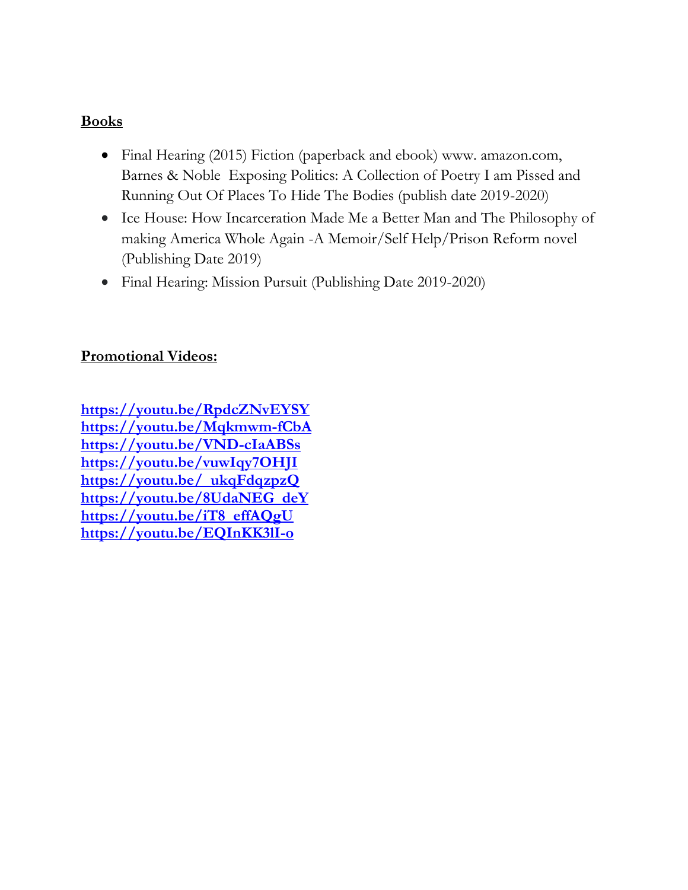**Books**

- Final Hearing (2015) Fiction (paperback and ebook) www. amazon.com, Barnes & Noble  Exposing Politics: A Collection of Poetry I am Pissed and Running Out Of Places To Hide The Bodies (publish date 2019-2020)
- Ice House: How Incarceration Made Me a Better Man and The Philosophy of making America Whole Again -A Memoir/Self Help/Prison Reform novel (Publishing Date 2019)
- Final Hearing: Mission Pursuit (Publishing Date 2019-2020)

**Promotional Videos:**

**https://youtu.be/RpdcZNvEYSY**
**https://youtu.be/Mqkmwm-fCbA**
**https://youtu.be/VND-cIaABSs**
**https://youtu.be/vuwIqy7OHJI**
**https://youtu.be/_ukqFdqzpzQ**
**https://youtu.be/8UdaNEG_deY**
**https://youtu.be/iT8_effAQgU**
**https://youtu.be/EQInKK3lI-o**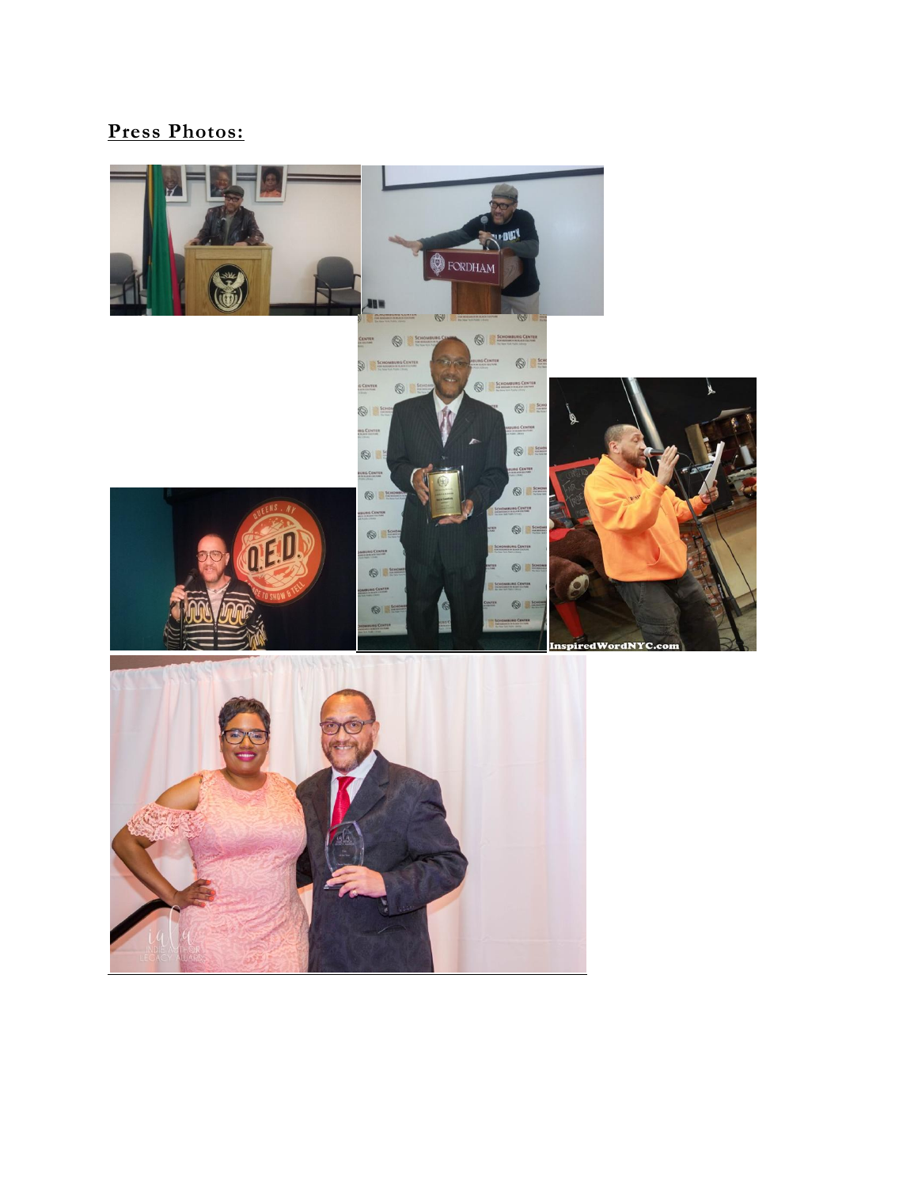**Press Photos:**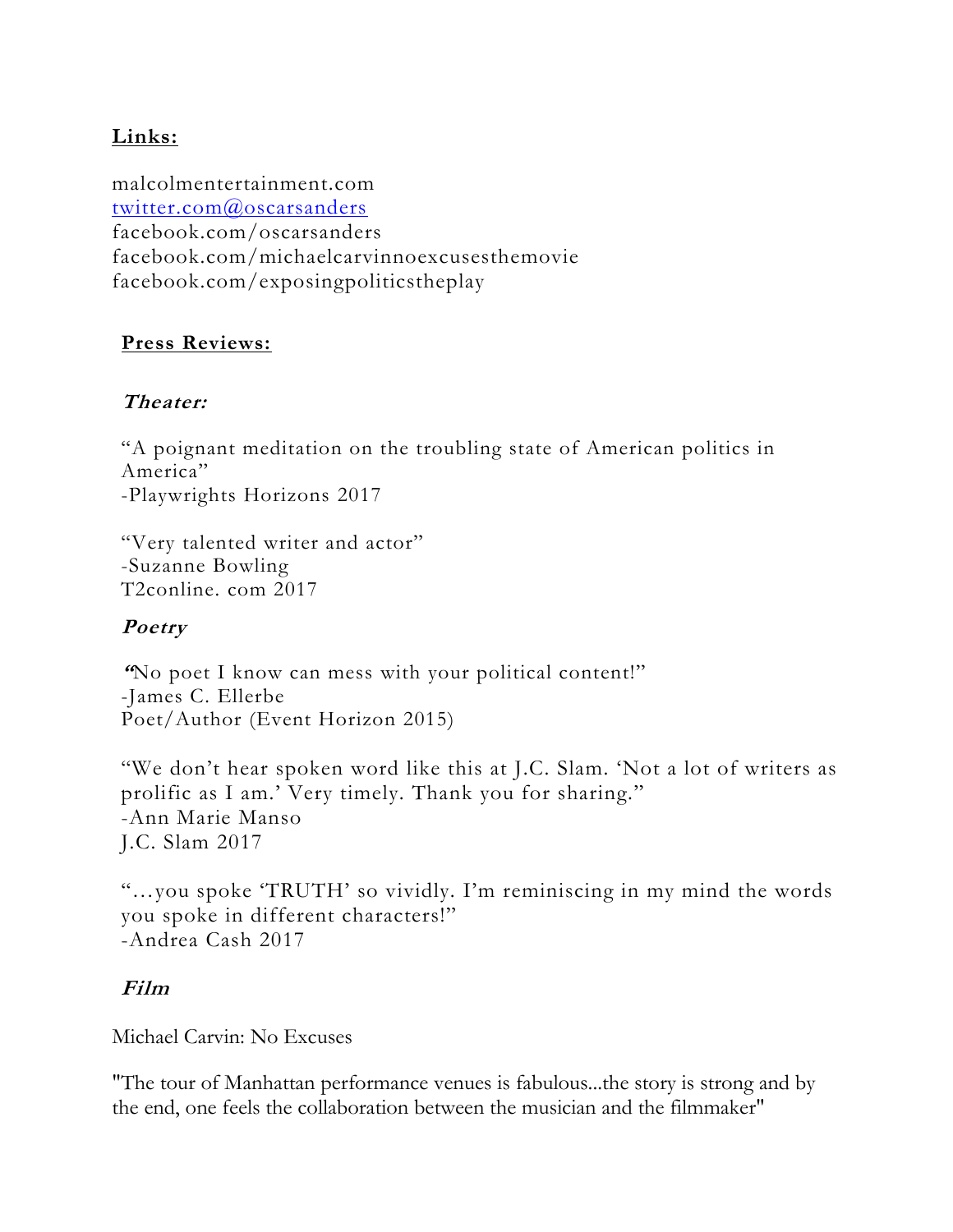**Links:**

malcolmentertainment.com
twitter.com@oscarsanders
facebook.com/oscarsanders
facebook.com/michaelcarvinnoexcusesthemovie
facebook.com/exposingpoliticstheplay

**Press Reviews:**

***Theater:***

"A poignant meditation on the troubling state of American politics in America"
-Playwrights Horizons 2017

"Very talented writer and actor"
-Suzanne Bowling
T2conline. com 2017

***Poetry***

"No poet I know can mess with your political content!"
-James C. Ellerbe
Poet/Author (Event Horizon 2015)

"We don't hear spoken word like this at J.C. Slam. 'Not a lot of writers as prolific as I am.' Very timely. Thank you for sharing."
-Ann Marie Manso
J.C. Slam 2017

"…you spoke 'TRUTH' so vividly. I'm reminiscing in my mind the words you spoke in different characters!"
-Andrea Cash 2017

***Film***

Michael Carvin: No Excuses

"The tour of Manhattan performance venues is fabulous...the story is strong and by the end, one feels the collaboration between the musician and the filmmaker"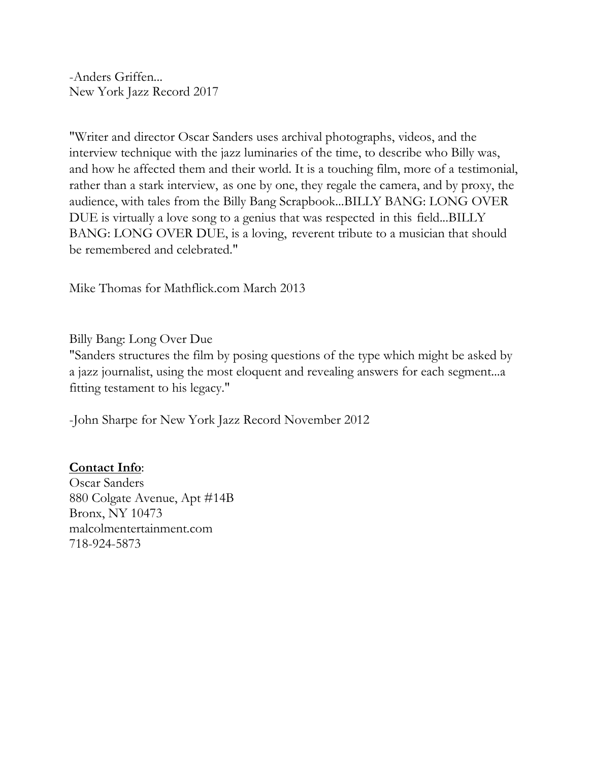-Anders Griffen...
New York Jazz Record 2017

"Writer and director Oscar Sanders uses archival photographs, videos, and the interview technique with the jazz luminaries of the time, to describe who Billy was, and how he affected them and their world. It is a touching film, more of a testimonial, rather than a stark interview, as one by one, they regale the camera, and by proxy, the audience, with tales from the Billy Bang Scrapbook...BILLY BANG: LONG OVER DUE is virtually a love song to a genius that was respected in this field...BILLY BANG: LONG OVER DUE, is a loving, reverent tribute to a musician that should be remembered and celebrated."

Mike Thomas for Mathflick.com March 2013

Billy Bang: Long Over Due
"Sanders structures the film by posing questions of the type which might be asked by a jazz journalist, using the most eloquent and revealing answers for each segment...a fitting testament to his legacy."

-John Sharpe for New York Jazz Record November 2012

**Contact Info**:
Oscar Sanders
880 Colgate Avenue, Apt #14B
Bronx, NY 10473
malcolmentertainment.com
718-924-5873